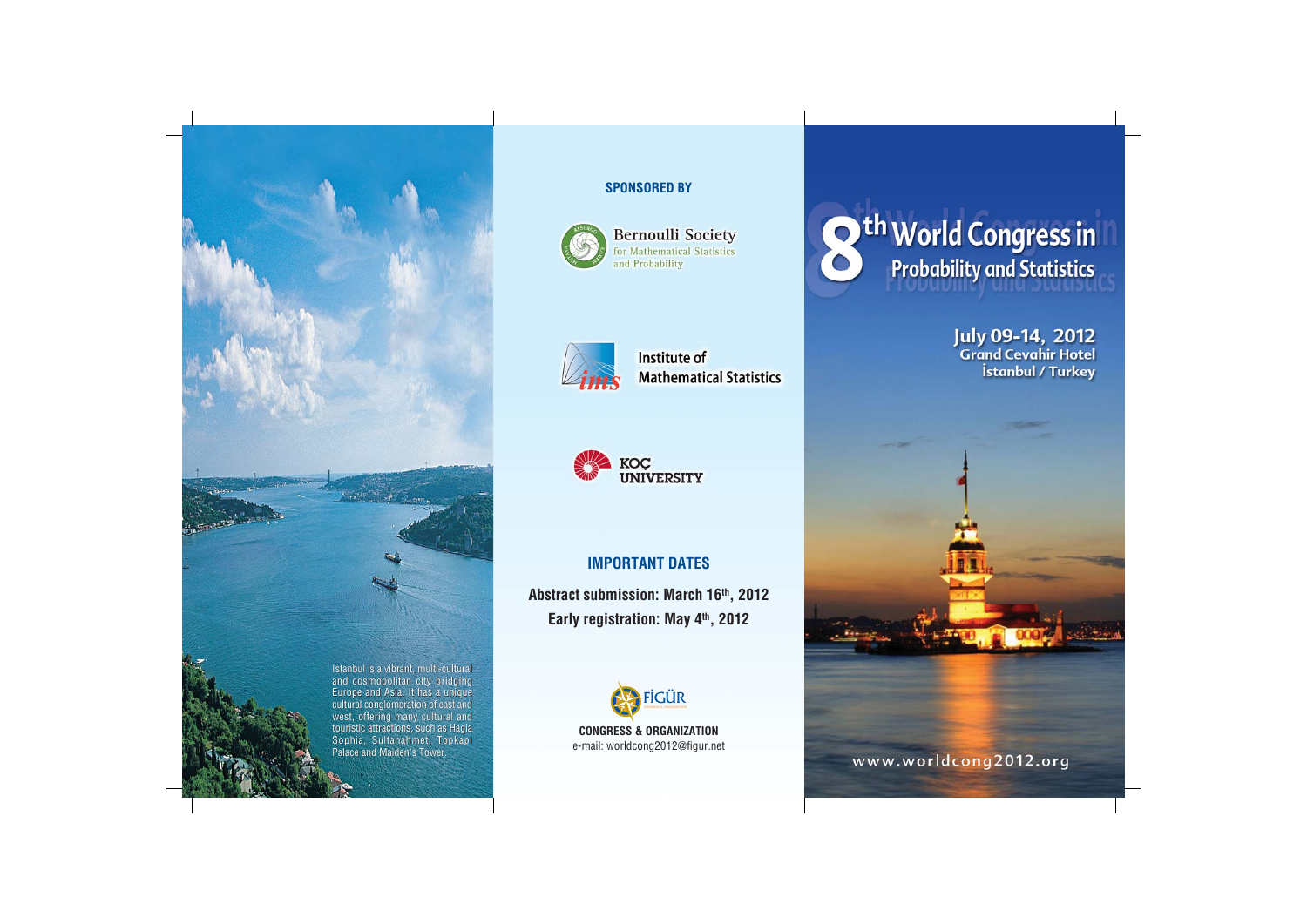Istanbul is a vibrant, multi-cultural and cosmopolitan city bridging Europe and Asia. It has a unique cultural conglomeration of east and west, offering many cultural and touristic attractions, such as Hagia Sophia, Sultanahmet, Topkapı Palace and Maiden's Tower.

**SPONSORED BY**

Bernoulli Society for Mathematical Statistics and Probability

Institute of Mathematical Statistics

KOÇ UNIVERSITY

## IMPORTANT DATES

**Abstract submission: March 16th, 2012**

**Early registration: May 4th, 2012**

FİGÜR

**CONGRESS & ORGANIZATION**

e-mail: worldcong2012@figur.net

# 8th World Congress in Probability and Statistics

**July 09-14, 2012**
**Grand Cevahir Hotel**
**İstanbul / Turkey**

www.worldcong2012.org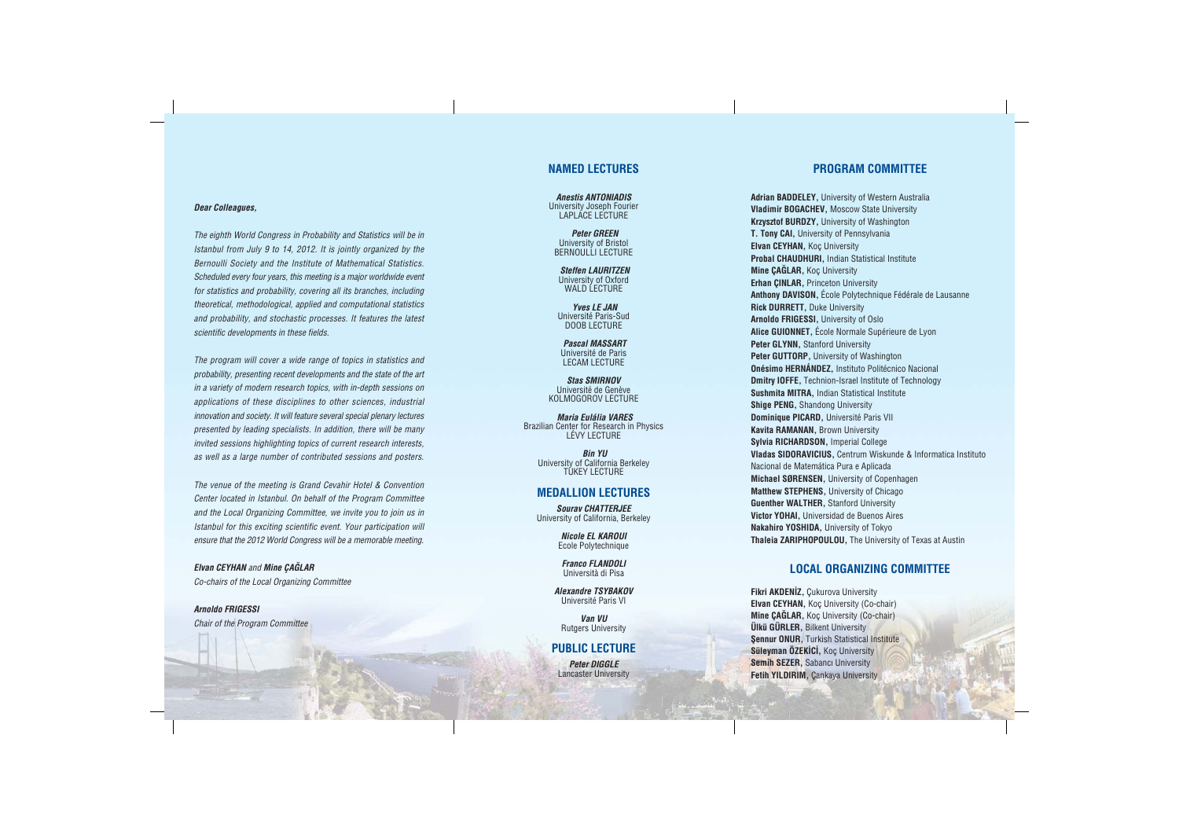***Dear Colleagues,***

*The eighth World Congress in Probability and Statistics will be in Istanbul from July 9 to 14, 2012. It is jointly organized by the Bernoulli Society and the Institute of Mathematical Statistics. Scheduled every four years, this meeting is a major worldwide event for statistics and probability, covering all its branches, including theoretical, methodological, applied and computational statistics and probability, and stochastic processes. It features the latest scientific developments in these fields.*

*The program will cover a wide range of topics in statistics and probability, presenting recent developments and the state of the art in a variety of modern research topics, with in-depth sessions on applications of these disciplines to other sciences, industrial innovation and society. It will feature several special plenary lectures presented by leading specialists. In addition, there will be many invited sessions highlighting topics of current research interests, as well as a large number of contributed sessions and posters.*

*The venue of the meeting is Grand Cevahir Hotel & Convention Center located in Istanbul. On behalf of the Program Committee and the Local Organizing Committee, we invite you to join us in Istanbul for this exciting scientific event. Your participation will ensure that the 2012 World Congress will be a memorable meeting.*

***Elvan CEYHAN** and **Mine ÇAĞLAR***
*Co-chairs of the Local Organizing Committee*

***Arnoldo FRIGESSI***
*Chair of the Program Committee*

## NAMED LECTURES

***Anestis ANTONIADIS***
University Joseph Fourier
LAPLACE LECTURE

***Peter GREEN***
University of Bristol
BERNOULLI LECTURE

***Steffen LAURITZEN***
University of Oxford
WALD LECTURE

***Yves LE JAN***
Université Paris-Sud
DOOB LECTURE

***Pascal MASSART***
Université de Paris
LECAM LECTURE

***Stas SMIRNOV***
Université de Genève
KOLMOGOROV LECTURE

***Maria Eulália VARES***
Brazilian Center for Research in Physics
LÉVY LECTURE

***Bin YU***
University of California Berkeley
TUKEY LECTURE

## MEDALLION LECTURES

***Sourav CHATTERJEE***
University of California, Berkeley

***Nicole EL KAROUI***
Ecole Polytechnique

***Franco FLANDOLI***
Università di Pisa

***Alexandre TSYBAKOV***
Université Paris VI

***Van VU***
Rutgers University

## PUBLIC LECTURE

***Peter DIGGLE***
Lancaster University

## PROGRAM COMMITTEE

**Adrian BADDELEY,** University of Western Australia
**Vladimir BOGACHEV,** Moscow State University
**Krzysztof BURDZY,** University of Washington
**T. Tony CAI,** University of Pennsylvania
**Elvan CEYHAN,** Koç University
**Probal CHAUDHURI,** Indian Statistical Institute
**Mine ÇAĞLAR,** Koç University
**Erhan ÇINLAR,** Princeton University
**Anthony DAVISON,** École Polytechnique Fédérale de Lausanne
**Rick DURRETT,** Duke University
**Arnoldo FRIGESSI,** University of Oslo
**Alice GUIONNET,** École Normale Supérieure de Lyon
**Peter GLYNN,** Stanford University
**Peter GUTTORP,** University of Washington
**Onésimo HERNÁNDEZ,** Instituto Politécnico Nacional
**Dmitry IOFFE,** Technion-Israel Institute of Technology
**Sushmita MITRA,** Indian Statistical Institute
**Shige PENG,** Shandong University
**Dominique PICARD,** Université Paris VII
**Kavita RAMANAN,** Brown University
**Sylvia RICHARDSON,** Imperial College
**Vladas SIDORAVICIUS,** Centrum Wiskunde & Informatica Instituto Nacional de Matemática Pura e Aplicada
**Michael SØRENSEN,** University of Copenhagen
**Matthew STEPHENS,** University of Chicago
**Guenther WALTHER,** Stanford University
**Victor YOHAI,** Universidad de Buenos Aires
**Nakahiro YOSHIDA,** University of Tokyo
**Thaleia ZARIPHOPOULOU,** The University of Texas at Austin

## LOCAL ORGANIZING COMMITTEE

**Fikri AKDENİZ,** Çukurova University
**Elvan CEYHAN,** Koç University (Co-chair)
**Mine ÇAĞLAR,** Koç University (Co-chair)
**Ülkü GÜRLER,** Bilkent University
**Şennur ONUR,** Turkish Statistical Institute
**Süleyman ÖZEKİCİ,** Koç University
**Semih SEZER,** Sabancı University
**Fetih YILDIRIM,** Çankaya University